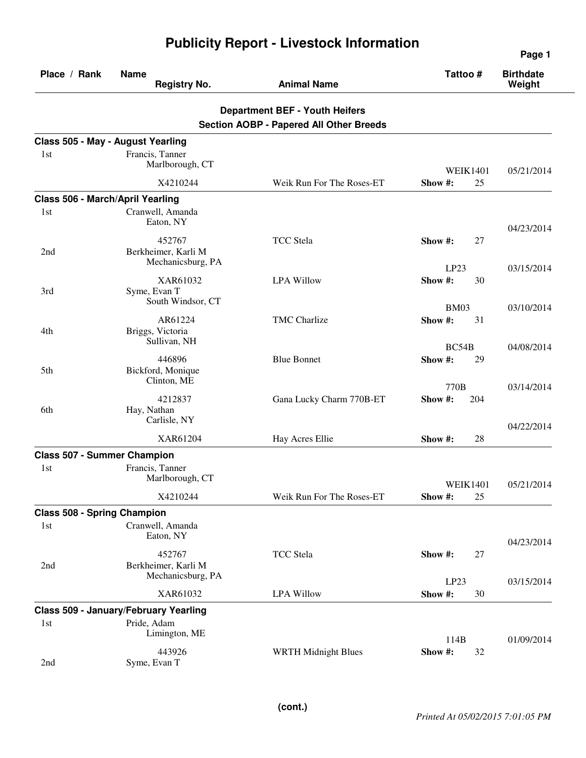# Publicity Report - Livestock Information

| Place / Rank | Name / Registry No. | Animal Name | Tattoo # | Birthdate / Weight |
|---|---|---|---|---|

## Department BEF - Youth Heifers

### Section AOBP - Papered All Other Breeds

**Class 505 - May - August Yearling**

| Place / Rank | Name / Registry No. | Animal Name | Tattoo # | Birthdate / Weight |
|---|---|---|---|---|
| 1st | Francis, Tanner<br>Marlborough, CT<br>X4210244 | Weik Run For The Roses-ET | WEIK1401<br>Show #: 25 | 05/21/2014 |

**Class 506 - March/April Yearling**

| Place / Rank | Name / Registry No. | Animal Name | Tattoo # | Birthdate / Weight |
|---|---|---|---|---|
| 1st | Cranwell, Amanda<br>Eaton, NY<br>452767 | TCC Stela | Show #: 27 | 04/23/2014 |
| 2nd | Berkheimer, Karli M<br>Mechanicsburg, PA<br>XAR61032 | LPA Willow | LP23<br>Show #: 30 | 03/15/2014 |
| 3rd | Syme, Evan T<br>South Windsor, CT<br>AR61224 | TMC Charlize | BM03<br>Show #: 31 | 03/10/2014 |
| 4th | Briggs, Victoria<br>Sullivan, NH<br>446896 | Blue Bonnet | BC54B<br>Show #: 29 | 04/08/2014 |
| 5th | Bickford, Monique<br>Clinton, ME<br>4212837 | Gana Lucky Charm 770B-ET | 770B<br>Show #: 204 | 03/14/2014 |
| 6th | Hay, Nathan<br>Carlisle, NY<br>XAR61204 | Hay Acres Ellie | Show #: 28 | 04/22/2014 |

**Class 507 - Summer Champion**

| Place / Rank | Name / Registry No. | Animal Name | Tattoo # | Birthdate / Weight |
|---|---|---|---|---|
| 1st | Francis, Tanner<br>Marlborough, CT<br>X4210244 | Weik Run For The Roses-ET | WEIK1401<br>Show #: 25 | 05/21/2014 |

**Class 508 - Spring Champion**

| Place / Rank | Name / Registry No. | Animal Name | Tattoo # | Birthdate / Weight |
|---|---|---|---|---|
| 1st | Cranwell, Amanda<br>Eaton, NY<br>452767 | TCC Stela | Show #: 27 | 04/23/2014 |
| 2nd | Berkheimer, Karli M<br>Mechanicsburg, PA<br>XAR61032 | LPA Willow | LP23<br>Show #: 30 | 03/15/2014 |

**Class 509 - January/February Yearling**

| Place / Rank | Name / Registry No. | Animal Name | Tattoo # | Birthdate / Weight |
|---|---|---|---|---|
| 1st | Pride, Adam<br>Limington, ME<br>443926 | WRTH Midnight Blues | 114B<br>Show #: 32 | 01/09/2014 |
| 2nd | Syme, Evan T | | | |

(cont.)

*Printed At 05/02/2015 7:01:05 PM*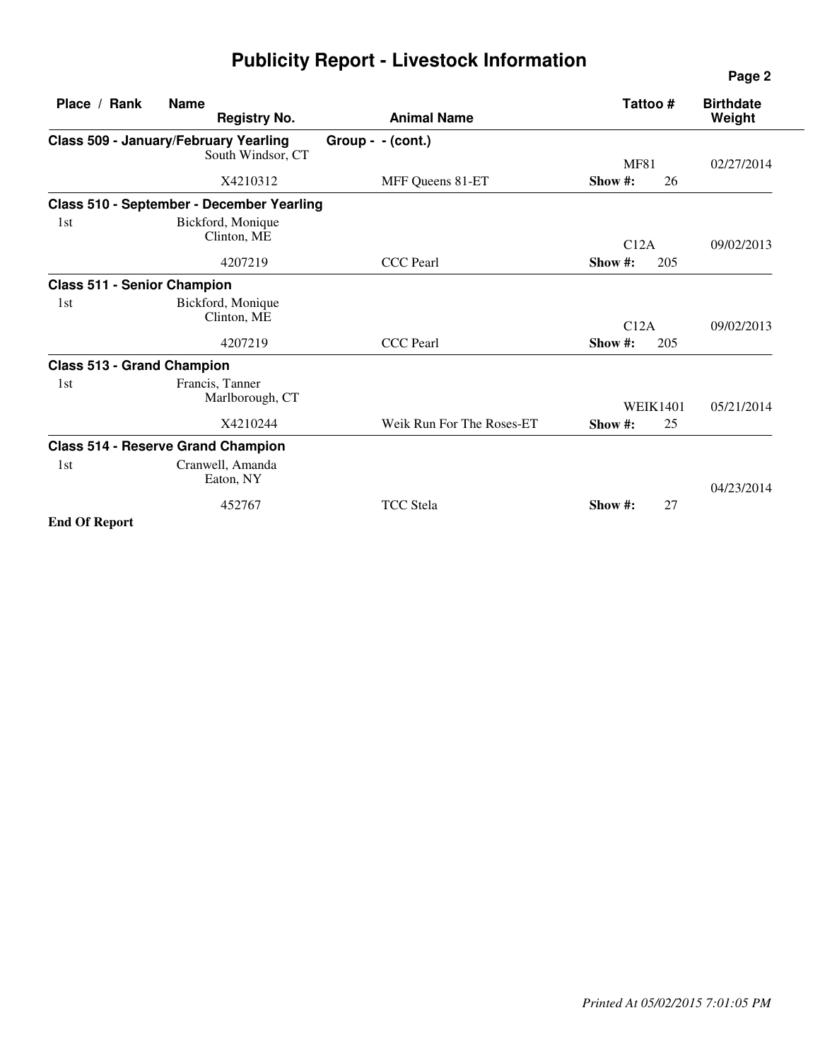# Publicity Report - Livestock Information

| Place / Rank | Name / Registry No. | Animal Name | Tattoo # | Birthdate / Weight |
|---|---|---|---|---|
| **Class 509 - January/February Yearling** | | **Group - - (cont.)** | | |
| | South Windsor, CT | | MF81 | 02/27/2014 |
| | X4210312 | MFF Queens 81-ET | **Show #:** 26 | |
| **Class 510 - September - December Yearling** | | | | |
| 1st | Bickford, Monique<br>Clinton, ME | | C12A | 09/02/2013 |
| | 4207219 | CCC Pearl | **Show #:** 205 | |
| **Class 511 - Senior Champion** | | | | |
| 1st | Bickford, Monique<br>Clinton, ME | | C12A | 09/02/2013 |
| | 4207219 | CCC Pearl | **Show #:** 205 | |
| **Class 513 - Grand Champion** | | | | |
| 1st | Francis, Tanner<br>Marlborough, CT | | WEIK1401 | 05/21/2014 |
| | X4210244 | Weik Run For The Roses-ET | **Show #:** 25 | |
| **Class 514 - Reserve Grand Champion** | | | | |
| 1st | Cranwell, Amanda<br>Eaton, NY | | | 04/23/2014 |
| | 452767 | TCC Stela | **Show #:** 27 | |

**End Of Report**

*Printed At 05/02/2015 7:01:05 PM*